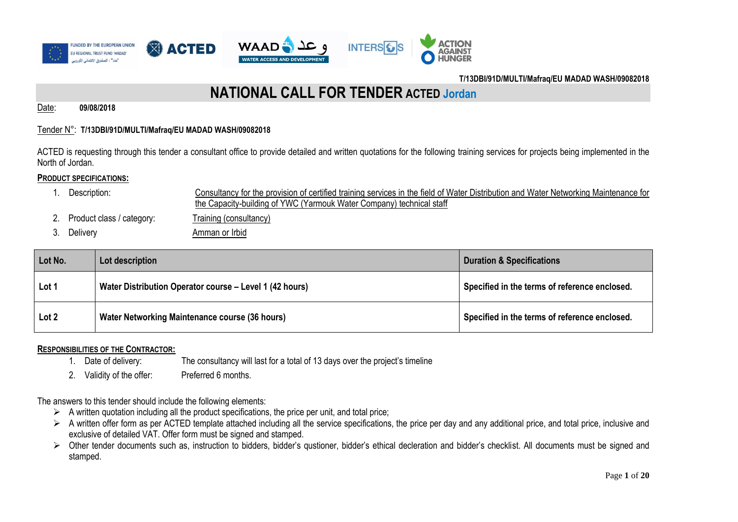T/13DBI/91D/MULTI/Mafraq/EU MADAD WASH/09082018

# NATIONAL CALL FOR TENDER ACTED Jordan

Date: **09/08/2018**

Tender N°: **T/13DBI/91D/MULTI/Mafraq/EU MADAD WASH/09082018**

ACTED is requesting through this tender a consultant office to provide detailed and written quotations for the following training services for projects being implemented in the North of Jordan.

**PRODUCT SPECIFICATIONS:**

1. Description: Consultancy for the provision of certified training services in the field of Water Distribution and Water Networking Maintenance for the Capacity-building of YWC (Yarmouk Water Company) technical staff
2. Product class / category: Training (consultancy)
3. Delivery: Amman or Irbid

| Lot No. | Lot description | Duration & Specifications |
|---|---|---|
| **Lot 1** | **Water Distribution Operator course – Level 1 (42 hours)** | **Specified in the terms of reference enclosed.** |
| **Lot 2** | **Water Networking Maintenance course (36 hours)** | **Specified in the terms of reference enclosed.** |

**RESPONSIBILITIES OF THE CONTRACTOR:**

1. Date of delivery: The consultancy will last for a total of 13 days over the project's timeline
2. Validity of the offer: Preferred 6 months.

The answers to this tender should include the following elements:

- A written quotation including all the product specifications, the price per unit, and total price;
- A written offer form as per ACTED template attached including all the service specifications, the price per day and any additional price, and total price, inclusive and exclusive of detailed VAT. Offer form must be signed and stamped.
- Other tender documents such as, instruction to bidders, bidder's qustioner, bidder's ethical decleration and bidder's checklist. All documents must be signed and stamped.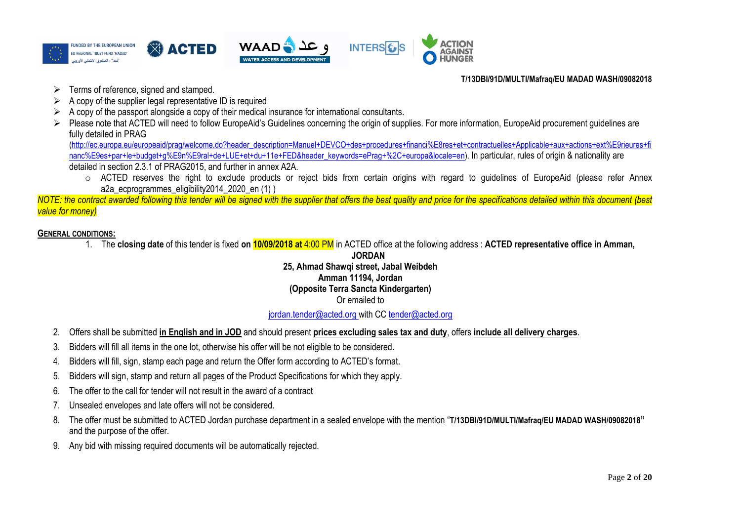T/13DBI/91D/MULTI/Mafraq/EU MADAD WASH/09082018

- Terms of reference, signed and stamped.
- A copy of the supplier legal representative ID is required
- A copy of the passport alongside a copy of their medical insurance for international consultants.
- Please note that ACTED will need to follow EuropeAid's Guidelines concerning the origin of supplies. For more information, EuropeAid procurement guidelines are fully detailed in PRAG (http://ec.europa.eu/europeaid/prag/welcome.do?header_description=Manuel+DEVCO+des+procedures+financi%E8res+et+contractuelles+Applicable+aux+actions+ext%E9rieures+financ%E9es+par+le+budget+g%E9n%E9ral+de+LUE+et+du+11e+FED&header_keywords=ePrag+%2C+europa&locale=en). In particular, rules of origin & nationality are detailed in section 2.3.1 of PRAG2015, and further in annex A2A.
  - ACTED reserves the right to exclude products or reject bids from certain origins with regard to guidelines of EuropeAid (please refer Annex a2a_ecprogrammes_eligibility2014_2020_en (1) )

*NOTE: the contract awarded following this tender will be signed with the supplier that offers the best quality and price for the specifications detailed within this document (best value for money)*

**GENERAL CONDITIONS:**

1. The **closing date** of this tender is fixed **on 10/09/2018 at** 4:00 PM in ACTED office at the following address : **ACTED representative office in Amman, JORDAN**
   **25, Ahmad Shawqi street, Jabal Weibdeh**
   **Amman 11194, Jordan**
   **(Opposite Terra Sancta Kindergarten)**
   Or emailed to
   jordan.tender@acted.org with CC tender@acted.org
2. Offers shall be submitted **in English and in JOD** and should present **prices excluding sales tax and duty**, offers **include all delivery charges**.
3. Bidders will fill all items in the one lot, otherwise his offer will be not eligible to be considered.
4. Bidders will fill, sign, stamp each page and return the Offer form according to ACTED's format.
5. Bidders will sign, stamp and return all pages of the Product Specifications for which they apply.
6. The offer to the call for tender will not result in the award of a contract
7. Unsealed envelopes and late offers will not be considered.
8. The offer must be submitted to ACTED Jordan purchase department in a sealed envelope with the mention "**T/13DBI/91D/MULTI/Mafraq/EU MADAD WASH/09082018**" and the purpose of the offer.
9. Any bid with missing required documents will be automatically rejected.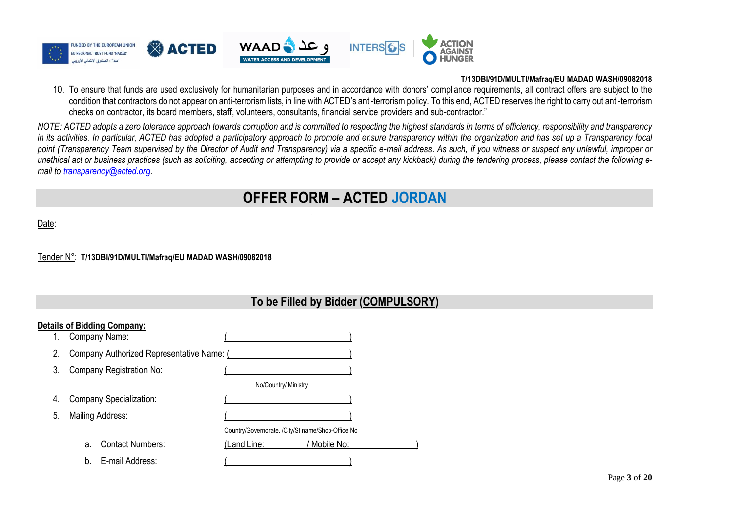10. To ensure that funds are used exclusively for humanitarian purposes and in accordance with donors' compliance requirements, all contract offers are subject to the condition that contractors do not appear on anti-terrorism lists, in line with ACTED's anti-terrorism policy. To this end, ACTED reserves the right to carry out anti-terrorism checks on contractor, its board members, staff, volunteers, consultants, financial service providers and sub-contractor."

*NOTE: ACTED adopts a zero tolerance approach towards corruption and is committed to respecting the highest standards in terms of efficiency, responsibility and transparency in its activities. In particular, ACTED has adopted a participatory approach to promote and ensure transparency within the organization and has set up a Transparency focal point (Transparency Team supervised by the Director of Audit and Transparency) via a specific e-mail address. As such, if you witness or suspect any unlawful, improper or unethical act or business practices (such as soliciting, accepting or attempting to provide or accept any kickback) during the tendering process, please contact the following e-mail to transparency@acted.org.*

# OFFER FORM – ACTED JORDAN

Date:

Tender N°: **T/13DBI/91D/MULTI/Mafraq/EU MADAD WASH/09082018**

## To be Filled by Bidder (COMPULSORY)

**Details of Bidding Company:**

1. Company Name: (\_\_\_\_\_\_\_\_\_\_\_\_\_\_\_\_\_\_\_\_\_\_\_\_)
2. Company Authorized Representative Name: (\_\_\_\_\_\_\_\_\_\_\_\_\_\_\_\_\_\_\_\_\_\_\_\_)
3. Company Registration No: (\_\_\_\_\_\_\_\_\_\_\_\_\_\_\_\_\_\_\_\_\_\_\_\_)
   No/Country/ Ministry
4. Company Specialization: (\_\_\_\_\_\_\_\_\_\_\_\_\_\_\_\_\_\_\_\_\_\_\_\_)
5. Mailing Address: (\_\_\_\_\_\_\_\_\_\_\_\_\_\_\_\_\_\_\_\_\_\_\_\_)
   Country/Governorate. /City/St name/Shop-Office No
   a. Contact Numbers: (Land Line: \_\_\_\_\_\_\_\_\_\_ / Mobile No: \_\_\_\_\_\_\_\_\_\_\_\_\_\_)
   b. E-mail Address: (\_\_\_\_\_\_\_\_\_\_\_\_\_\_\_\_\_\_\_\_\_\_\_\_)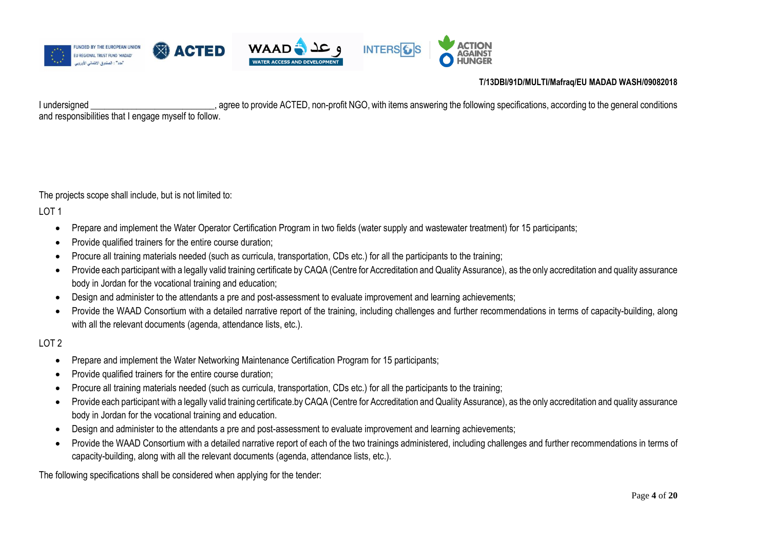T/13DBI/91D/MULTI/Mafraq/EU MADAD WASH/09082018

I undersigned __________________________, agree to provide ACTED, non-profit NGO, with items answering the following specifications, according to the general conditions and responsibilities that I engage myself to follow.

The projects scope shall include, but is not limited to:

LOT 1

- Prepare and implement the Water Operator Certification Program in two fields (water supply and wastewater treatment) for 15 participants;
- Provide qualified trainers for the entire course duration;
- Procure all training materials needed (such as curricula, transportation, CDs etc.) for all the participants to the training;
- Provide each participant with a legally valid training certificate by CAQA (Centre for Accreditation and Quality Assurance), as the only accreditation and quality assurance body in Jordan for the vocational training and education;
- Design and administer to the attendants a pre and post-assessment to evaluate improvement and learning achievements;
- Provide the WAAD Consortium with a detailed narrative report of the training, including challenges and further recommendations in terms of capacity-building, along with all the relevant documents (agenda, attendance lists, etc.).

LOT 2

- Prepare and implement the Water Networking Maintenance Certification Program for 15 participants;
- Provide qualified trainers for the entire course duration;
- Procure all training materials needed (such as curricula, transportation, CDs etc.) for all the participants to the training;
- Provide each participant with a legally valid training certificate.by CAQA (Centre for Accreditation and Quality Assurance), as the only accreditation and quality assurance body in Jordan for the vocational training and education.
- Design and administer to the attendants a pre and post-assessment to evaluate improvement and learning achievements;
- Provide the WAAD Consortium with a detailed narrative report of each of the two trainings administered, including challenges and further recommendations in terms of capacity-building, along with all the relevant documents (agenda, attendance lists, etc.).

The following specifications shall be considered when applying for the tender: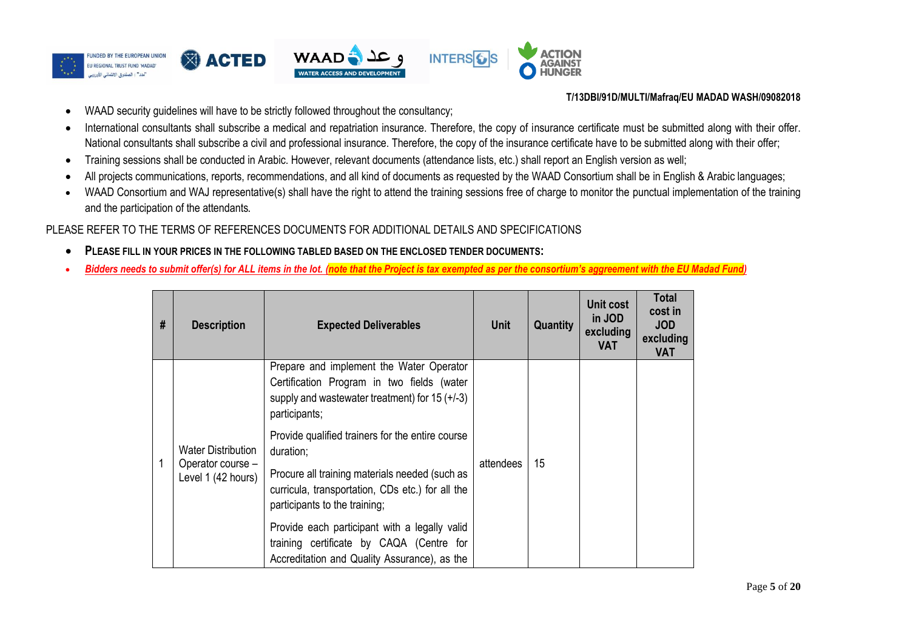T/13DBI/91D/MULTI/Mafraq/EU MADAD WASH/09082018

- WAAD security guidelines will have to be strictly followed throughout the consultancy;
- International consultants shall subscribe a medical and repatriation insurance. Therefore, the copy of insurance certificate must be submitted along with their offer. National consultants shall subscribe a civil and professional insurance. Therefore, the copy of the insurance certificate have to be submitted along with their offer;
- Training sessions shall be conducted in Arabic. However, relevant documents (attendance lists, etc.) shall report an English version as well;
- All projects communications, reports, recommendations, and all kind of documents as requested by the WAAD Consortium shall be in English & Arabic languages;
- WAAD Consortium and WAJ representative(s) shall have the right to attend the training sessions free of charge to monitor the punctual implementation of the training and the participation of the attendants.

PLEASE REFER TO THE TERMS OF REFERENCES DOCUMENTS FOR ADDITIONAL DETAILS AND SPECIFICATIONS

- **PLEASE FILL IN YOUR PRICES IN THE FOLLOWING TABLED BASED ON THE ENCLOSED TENDER DOCUMENTS:**
- ***Bidders needs to submit offer(s) for ALL items in the lot. (note that the Project is tax exempted as per the consortium's aggreement with the EU Madad Fund)***

| # | Description | Expected Deliverables | Unit | Quantity | Unit cost in JOD excluding VAT | Total cost in JOD excluding VAT |
|---|---|---|---|---|---|---|
| 1 | Water Distribution Operator course – Level 1 (42 hours) | Prepare and implement the Water Operator Certification Program in two fields (water supply and wastewater treatment) for 15 (+/-3) participants;<br><br>Provide qualified trainers for the entire course duration;<br><br>Procure all training materials needed (such as curricula, transportation, CDs etc.) for all the participants to the training;<br><br>Provide each participant with a legally valid training certificate by CAQA (Centre for Accreditation and Quality Assurance), as the | attendees | 15 | | |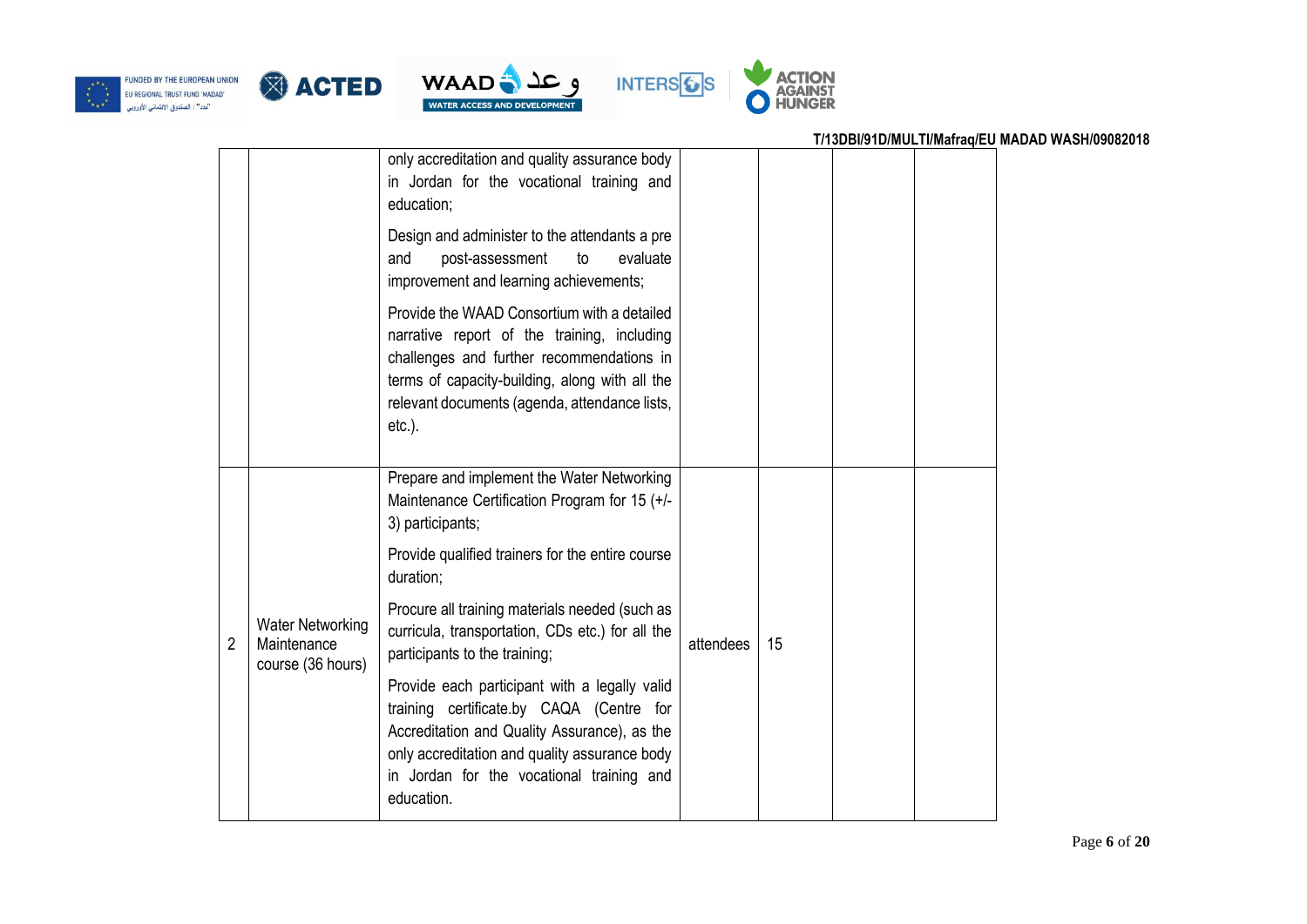| | | | | | | |
|---|---|---|---|---|---|---|
| | | only accreditation and quality assurance body in Jordan for the vocational training and education;<br><br>Design and administer to the attendants a pre and post-assessment to evaluate improvement and learning achievements;<br><br>Provide the WAAD Consortium with a detailed narrative report of the training, including challenges and further recommendations in terms of capacity-building, along with all the relevant documents (agenda, attendance lists, etc.). | | | | |
| 2 | Water Networking Maintenance course (36 hours) | Prepare and implement the Water Networking Maintenance Certification Program for 15 (+/- 3) participants;<br><br>Provide qualified trainers for the entire course duration;<br><br>Procure all training materials needed (such as curricula, transportation, CDs etc.) for all the participants to the training;<br><br>Provide each participant with a legally valid training certificate.by CAQA (Centre for Accreditation and Quality Assurance), as the only accreditation and quality assurance body in Jordan for the vocational training and education. | attendees | 15 | | |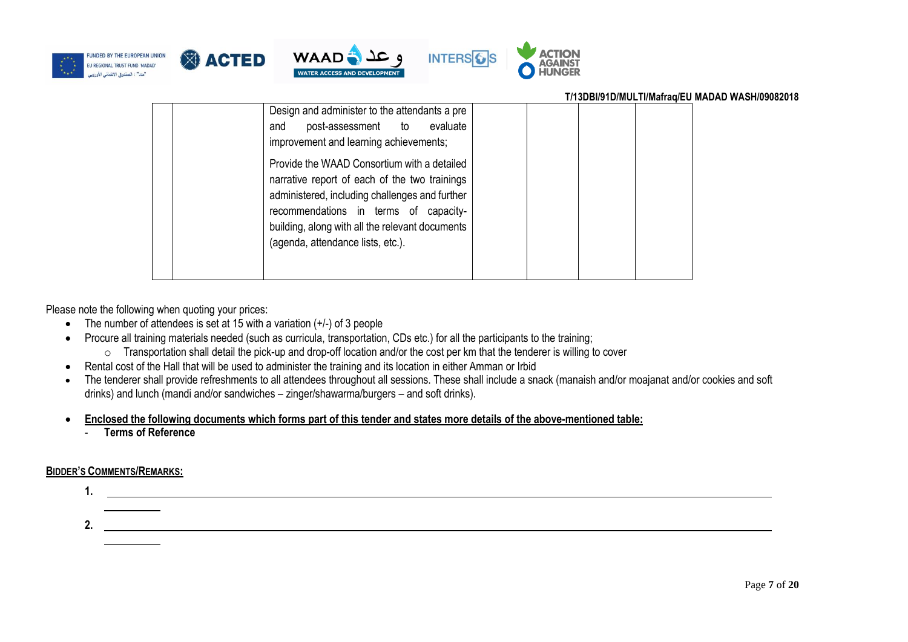| | | | | | | |
|---|---|---|---|---|---|---|
| | | Design and administer to the attendants a pre and post-assessment to evaluate improvement and learning achievements;<br><br>Provide the WAAD Consortium with a detailed narrative report of each of the two trainings administered, including challenges and further recommendations in terms of capacity-building, along with all the relevant documents (agenda, attendance lists, etc.). | | | | |

Please note the following when quoting your prices:

- The number of attendees is set at 15 with a variation (+/-) of 3 people
- Procure all training materials needed (such as curricula, transportation, CDs etc.) for all the participants to the training;
  - Transportation shall detail the pick-up and drop-off location and/or the cost per km that the tenderer is willing to cover
- Rental cost of the Hall that will be used to administer the training and its location in either Amman or Irbid
- The tenderer shall provide refreshments to all attendees throughout all sessions. These shall include a snack (manaish and/or moajanat and/or cookies and soft drinks) and lunch (mandi and/or sandwiches – zinger/shawarma/burgers – and soft drinks).

- **Enclosed the following documents which forms part of this tender and states more details of the above-mentioned table:**
  - **Terms of Reference**

**BIDDER'S COMMENTS/REMARKS:**

1. ______________________________________________________________________________

2. ______________________________________________________________________________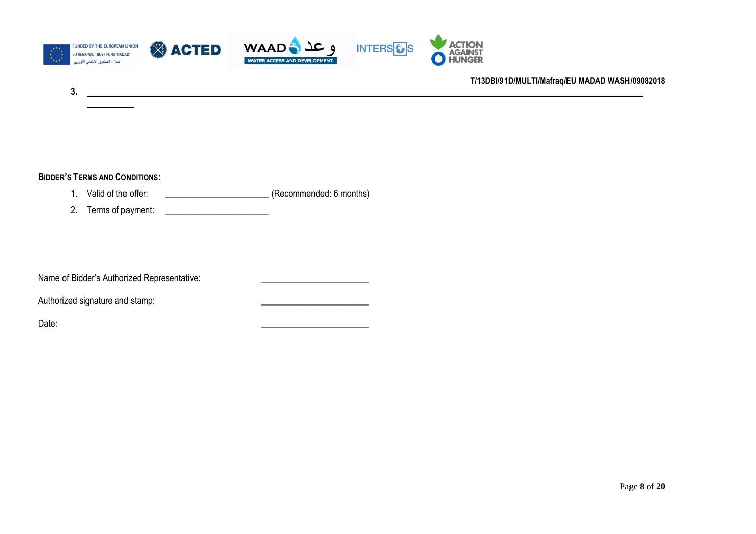3. ________________________________________________________________________________

____________

**BIDDER'S TERMS AND CONDITIONS:**

1. Valid of the offer: ______________________ (Recommended: 6 months)
2. Terms of payment: ______________________

Name of Bidder's Authorized Representative: ________________________

Authorized signature and stamp: ________________________

Date: ________________________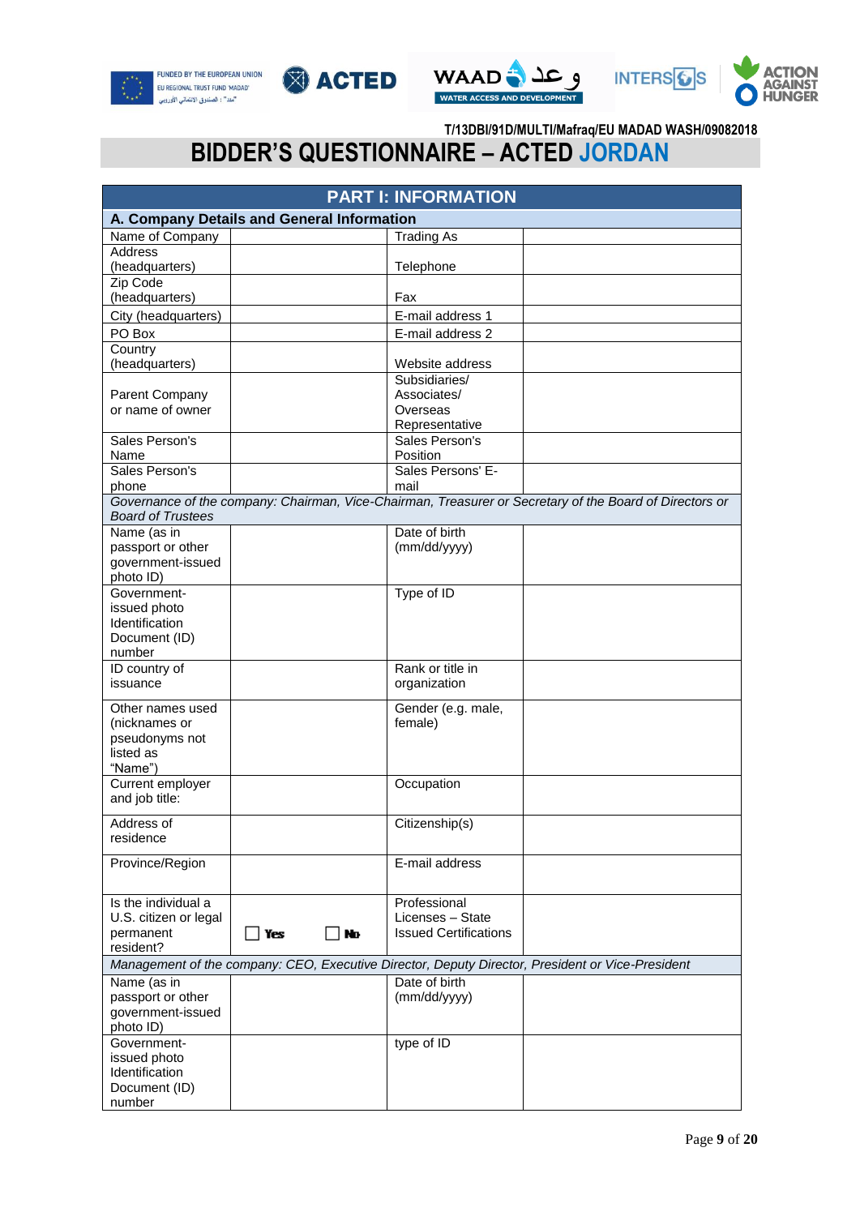T/13DBI/91D/MULTI/Mafraq/EU MADAD WASH/09082018

# BIDDER'S QUESTIONNAIRE – ACTED JORDAN

| PART I: INFORMATION | | | |
|---|---|---|---|
| **A. Company Details and General Information** | | | |
| Name of Company | | Trading As | |
| Address (headquarters) | | Telephone | |
| Zip Code (headquarters) | | Fax | |
| City (headquarters) | | E-mail address 1 | |
| PO Box | | E-mail address 2 | |
| Country (headquarters) | | Website address | |
| Parent Company or name of owner | | Subsidiaries/ Associates/ Overseas Representative | |
| Sales Person's Name | | Sales Person's Position | |
| Sales Person's phone | | Sales Persons' E-mail | |
| *Governance of the company: Chairman, Vice-Chairman, Treasurer or Secretary of the Board of Directors or Board of Trustees* | | | |
| Name (as in passport or other government-issued photo ID) | | Date of birth (mm/dd/yyyy) | |
| Government-issued photo Identification Document (ID) number | | Type of ID | |
| ID country of issuance | | Rank or title in organization | |
| Other names used (nicknames or pseudonyms not listed as "Name") | | Gender (e.g. male, female) | |
| Current employer and job title: | | Occupation | |
| Address of residence | | Citizenship(s) | |
| Province/Region | | E-mail address | |
| Is the individual a U.S. citizen or legal permanent resident? | ☐ Yes ☐ No | Professional Licenses – State Issued Certifications | |
| *Management of the company: CEO, Executive Director, Deputy Director, President or Vice-President* | | | |
| Name (as in passport or other government-issued photo ID) | | Date of birth (mm/dd/yyyy) | |
| Government-issued photo Identification Document (ID) number | | type of ID | |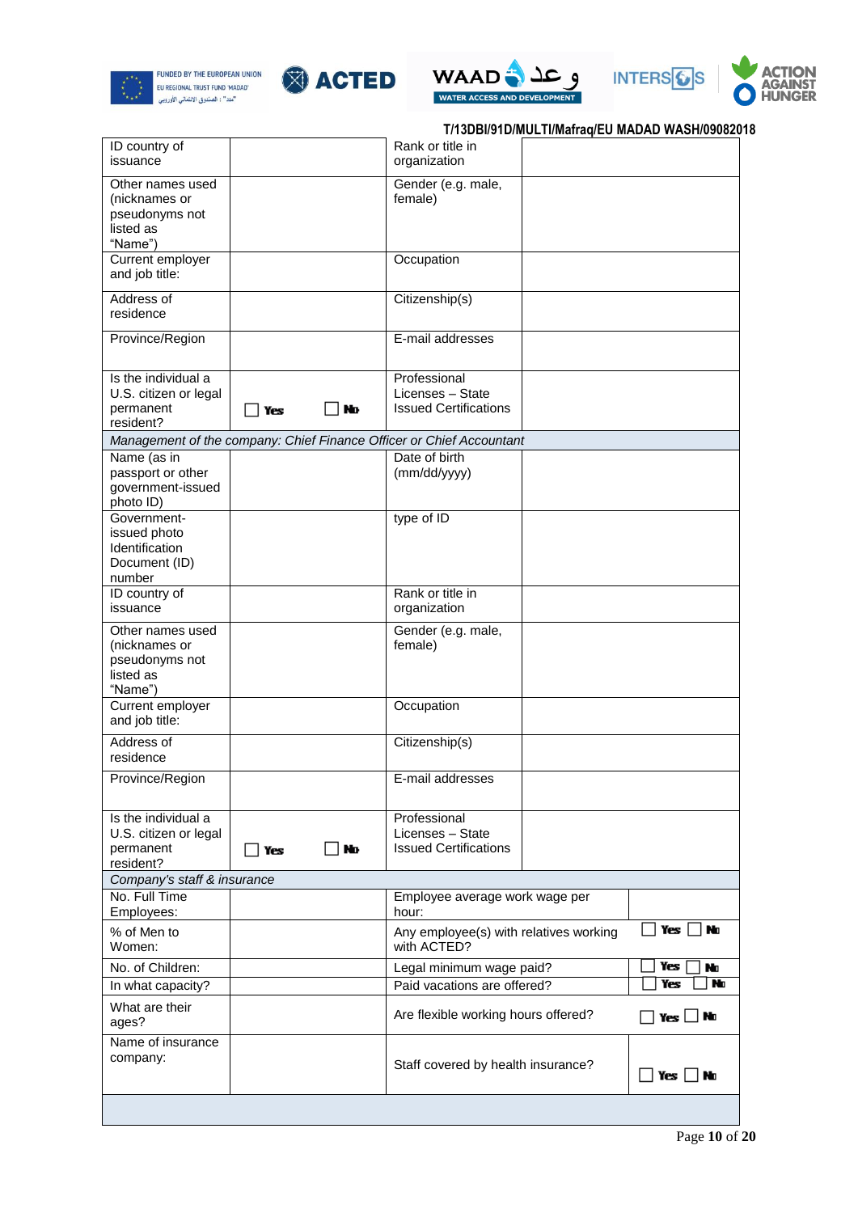T/13DBI/91D/MULTI/Mafraq/EU MADAD WASH/09082018

| ID country of issuance | | Rank or title in organization | |
|---|---|---|---|
| Other names used (nicknames or pseudonyms not listed as "Name") | | Gender (e.g. male, female) | |
| Current employer and job title: | | Occupation | |
| Address of residence | | Citizenship(s) | |
| Province/Region | | E-mail addresses | |
| Is the individual a U.S. citizen or legal permanent resident? | ☐ Yes ☐ No | Professional Licenses – State Issued Certifications | |
| *Management of the company: Chief Finance Officer or Chief Accountant* | | | |
| Name (as in passport or other government-issued photo ID) | | Date of birth (mm/dd/yyyy) | |
| Government-issued photo Identification Document (ID) number | | type of ID | |
| ID country of issuance | | Rank or title in organization | |
| Other names used (nicknames or pseudonyms not listed as "Name") | | Gender (e.g. male, female) | |
| Current employer and job title: | | Occupation | |
| Address of residence | | Citizenship(s) | |
| Province/Region | | E-mail addresses | |
| Is the individual a U.S. citizen or legal permanent resident? | ☐ Yes ☐ No | Professional Licenses – State Issued Certifications | |
| *Company's staff & insurance* | | | |
| No. Full Time Employees: | | Employee average work wage per hour: | |
| % of Men to Women: | | Any employee(s) with relatives working with ACTED? | ☐ Yes ☐ No |
| No. of Children: | | Legal minimum wage paid? | ☐ Yes ☐ No |
| In what capacity? | | Paid vacations are offered? | ☐ Yes ☐ No |
| What are their ages? | | Are flexible working hours offered? | ☐ Yes ☐ No |
| Name of insurance company: | | Staff covered by health insurance? | ☐ Yes ☐ No |
| | | | |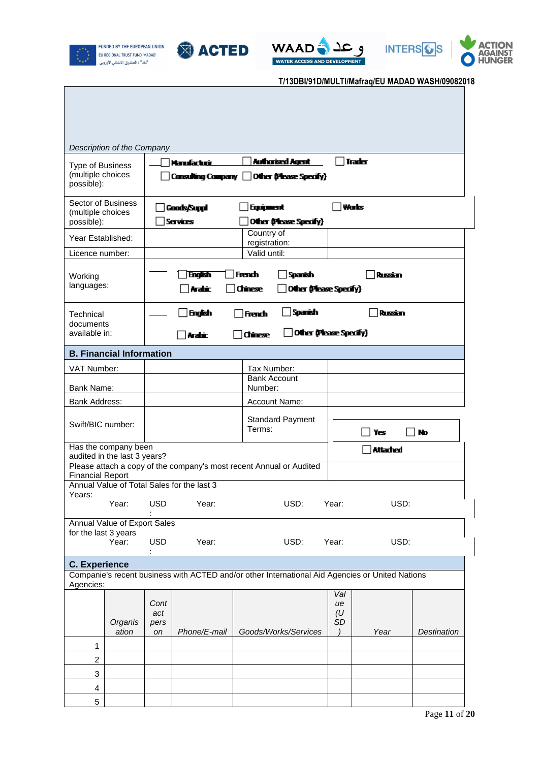T/13DBI/91D/MULTI/Mafraq/EU MADAD WASH/09082018

*Description of the Company*

| | | | |
|---|---|---|---|
| Type of Business (multiple choices possible): | ☐ Manufacturer ☐ Authorised Agent ☐ Trader<br>☐ Consulting Company ☐ Other (Please Specify) | | |
| Sector of Business (multiple choices possible): | ☐ Goods/Suppl ☐ Equipment ☐ Works<br>☐ Services ☐ Other (Please Specify) | | |
| Year Established: | | Country of registration: | |
| Licence number: | | Valid until: | |
| Working languages: | ☐ English ☐ French ☐ Spanish ☐ Russian<br>☐ Arabic ☐ Chinese ☐ Other (Please Specify) | | |
| Technical documents available in: | ☐ English ☐ French ☐ Spanish ☐ Russian<br>☐ Arabic ☐ Chinese ☐ Other (Please Specify) | | |

**B. Financial Information**

| | | | |
|---|---|---|---|
| VAT Number: | | Tax Number: | |
| Bank Name: | | Bank Account Number: | |
| Bank Address: | | Account Name: | |
| Swift/BIC number: | | Standard Payment Terms: | ☐ Yes ☐ No |
| Has the company been audited in the last 3 years? | | | ☐ Attached |
| Please attach a copy of the company's most recent Annual or Audited Financial Report | | | |

Annual Value of Total Sales for the last 3 Years:

| Year: | USD: | Year: | USD: | Year: | USD: |
|---|---|---|---|---|---|
| | | | | | |

Annual Value of Export Sales for the last 3 years

| Year: | USD: | Year: | USD: | Year: | USD: |
|---|---|---|---|---|---|
| | | | | | |

**C. Experience**

Companie's recent business with ACTED and/or other International Aid Agencies or United Nations Agencies:

| | *Organisation* | *Contact person* | *Phone/E-mail* | *Goods/Works/Services* | *Value (USD)* | *Year* | *Destination* |
|---|---|---|---|---|---|---|---|
| 1 | | | | | | | |
| 2 | | | | | | | |
| 3 | | | | | | | |
| 4 | | | | | | | |
| 5 | | | | | | | |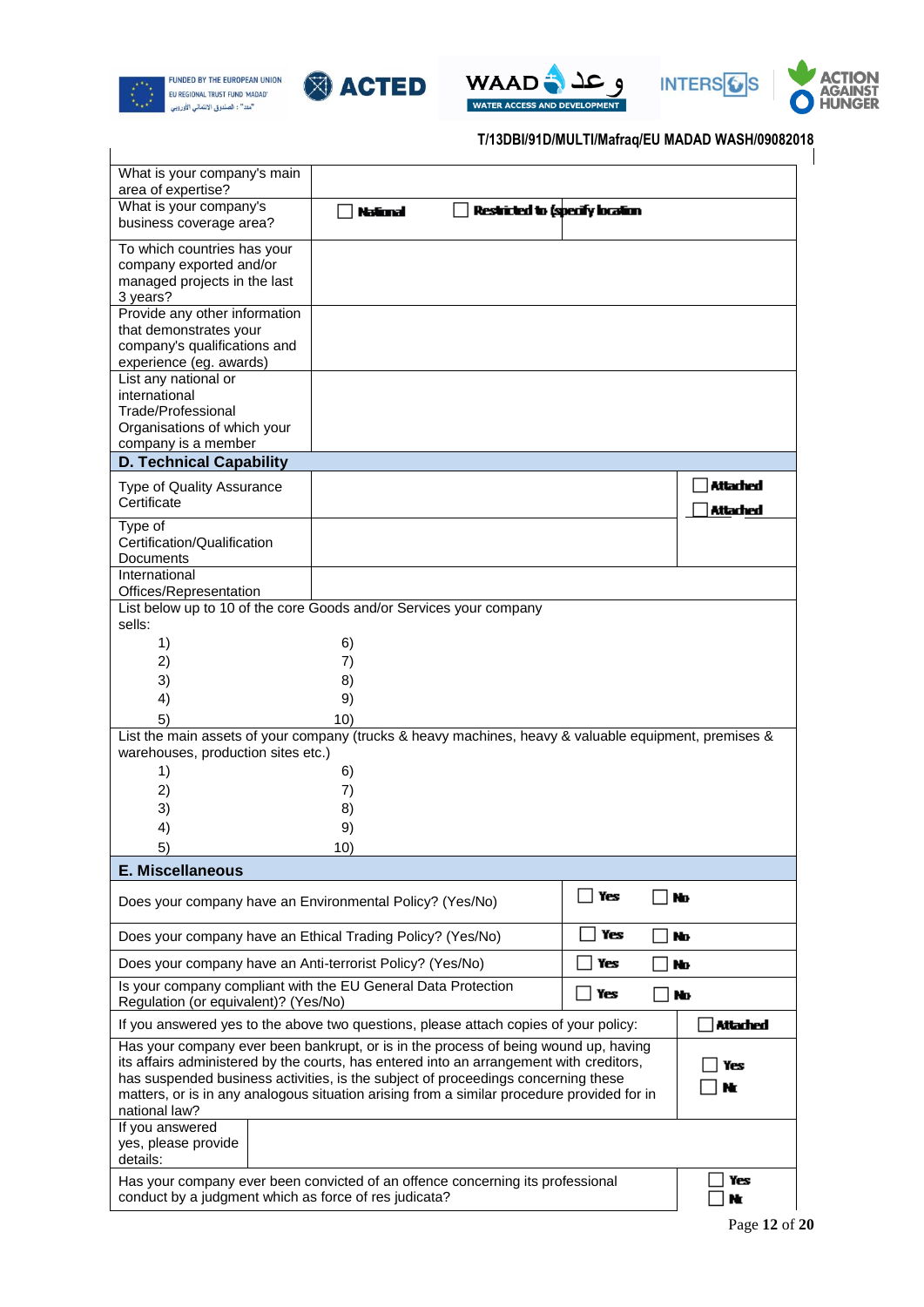T/13DBI/91D/MULTI/Mafraq/EU MADAD WASH/09082018

| | | |
|---|---|---|
| What is your company's main area of expertise? | | |
| What is your company's business coverage area? | ☐ National ☐ Restricted to (specify location | |
| To which countries has your company exported and/or managed projects in the last 3 years? | | |
| Provide any other information that demonstrates your company's qualifications and experience (eg. awards) | | |
| List any national or international Trade/Professional Organisations of which your company is a member | | |
| **D. Technical Capability** | | |
| Type of Quality Assurance Certificate | | ☐ Attached |
| Type of Certification/Qualification Documents | | ☐ Attached |
| International Offices/Representation | | |

List below up to 10 of the core Goods and/or Services your company sells:

| | |
|---|---|
| 1) | 6) |
| 2) | 7) |
| 3) | 8) |
| 4) | 9) |
| 5) | 10) |

List the main assets of your company (trucks & heavy machines, heavy & valuable equipment, premises & warehouses, production sites etc.)

| | |
|---|---|
| 1) | 6) |
| 2) | 7) |
| 3) | 8) |
| 4) | 9) |
| 5) | 10) |

**E. Miscellaneous**

| | |
|---|---|
| Does your company have an Environmental Policy? (Yes/No) | ☐ Yes ☐ No |
| Does your company have an Ethical Trading Policy? (Yes/No) | ☐ Yes ☐ No |
| Does your company have an Anti-terrorist Policy? (Yes/No) | ☐ Yes ☐ No |
| Is your company compliant with the EU General Data Protection Regulation (or equivalent)? (Yes/No) | ☐ Yes ☐ No |
| If you answered yes to the above two questions, please attach copies of your policy: | ☐ Attached |
| Has your company ever been bankrupt, or is in the process of being wound up, having its affairs administered by the courts, has entered into an arrangement with creditors, has suspended business activities, is the subject of proceedings concerning these matters, or is in any analogous situation arising from a similar procedure provided for in national law? | ☐ Yes ☐ No |
| If you answered yes, please provide details: | |
| Has your company ever been convicted of an offence concerning its professional conduct by a judgment which as force of res judicata? | ☐ Yes ☐ No |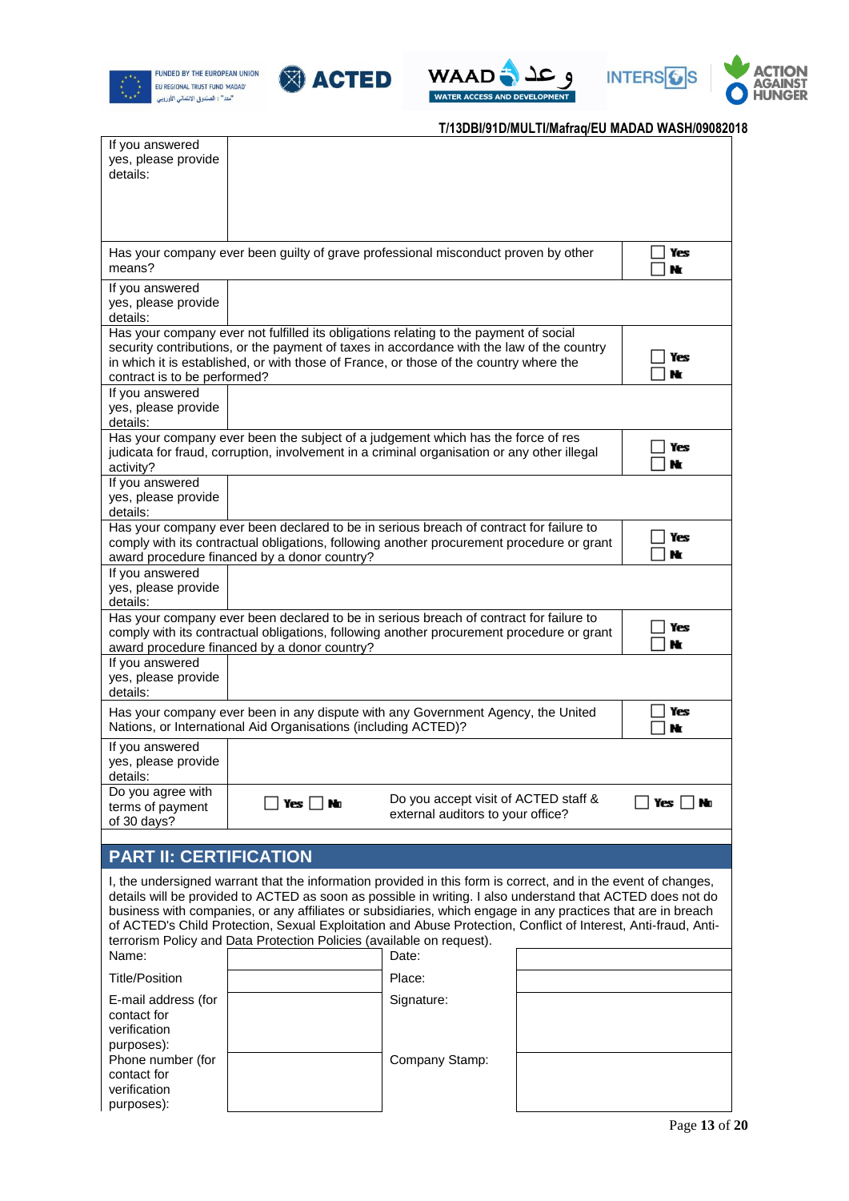T/13DBI/91D/MULTI/Mafraq/EU MADAD WASH/09082018

| | | |
|---|---|---|
| If you answered yes, please provide details: | | |
| Has your company ever been guilty of grave professional misconduct proven by other means? | | ☐ Yes ☐ No |
| If you answered yes, please provide details: | | |
| Has your company ever not fulfilled its obligations relating to the payment of social security contributions, or the payment of taxes in accordance with the law of the country in which it is established, or with those of France, or those of the country where the contract is to be performed? | | ☐ Yes ☐ No |
| If you answered yes, please provide details: | | |
| Has your company ever been the subject of a judgement which has the force of res judicata for fraud, corruption, involvement in a criminal organisation or any other illegal activity? | | ☐ Yes ☐ No |
| If you answered yes, please provide details: | | |
| Has your company ever been declared to be in serious breach of contract for failure to comply with its contractual obligations, following another procurement procedure or grant award procedure financed by a donor country? | | ☐ Yes ☐ No |
| If you answered yes, please provide details: | | |
| Has your company ever been declared to be in serious breach of contract for failure to comply with its contractual obligations, following another procurement procedure or grant award procedure financed by a donor country? | | ☐ Yes ☐ No |
| If you answered yes, please provide details: | | |
| Has your company ever been in any dispute with any Government Agency, the United Nations, or International Aid Organisations (including ACTED)? | | ☐ Yes ☐ No |
| If you answered yes, please provide details: | | |
| Do you agree with terms of payment of 30 days? | ☐ Yes ☐ No | Do you accept visit of ACTED staff & external auditors to your office? ☐ Yes ☐ No |

## PART II: CERTIFICATION

I, the undersigned warrant that the information provided in this form is correct, and in the event of changes, details will be provided to ACTED as soon as possible in writing. I also understand that ACTED does not do business with companies, or any affiliates or subsidiaries, which engage in any practices that are in breach of ACTED's Child Protection, Sexual Exploitation and Abuse Protection, Conflict of Interest, Anti-fraud, Anti-terrorism Policy and Data Protection Policies (available on request).

| | | | |
|---|---|---|---|
| Name: | | Date: | |
| Title/Position | | Place: | |
| E-mail address (for contact for verification purposes): | | Signature: | |
| Phone number (for contact for verification purposes): | | Company Stamp: | |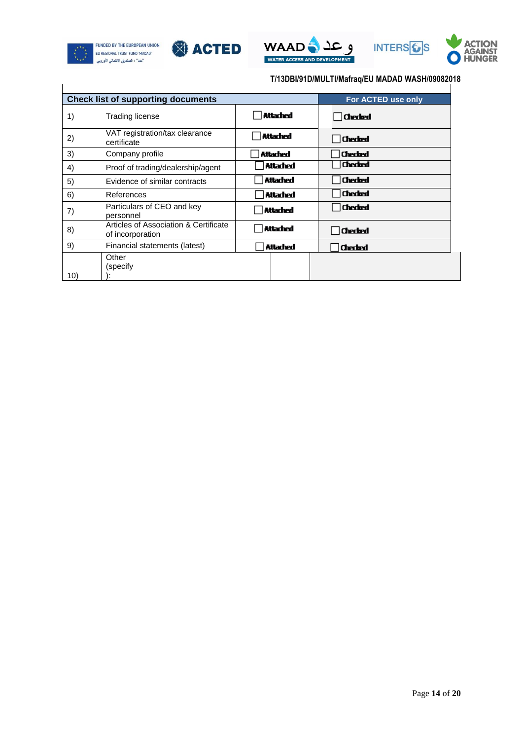T/13DBI/91D/MULTI/Mafraq/EU MADAD WASH/09082018

| Check list of supporting documents | | | For ACTED use only |
|---|---|---|---|
| 1) | Trading license | ☐ Attached | ☐ Checked |
| 2) | VAT registration/tax clearance certificate | ☐ Attached | ☐ Checked |
| 3) | Company profile | ☐ Attached | ☐ Checked |
| 4) | Proof of trading/dealership/agent | ☐ Attached | ☐ Checked |
| 5) | Evidence of similar contracts | ☐ Attached | ☐ Checked |
| 6) | References | ☐ Attached | ☐ Checked |
| 7) | Particulars of CEO and key personnel | ☐ Attached | ☐ Checked |
| 8) | Articles of Association & Certificate of incorporation | ☐ Attached | ☐ Checked |
| 9) | Financial statements (latest) | ☐ Attached | ☐ Checked |
| 10) | Other (specify ): | | |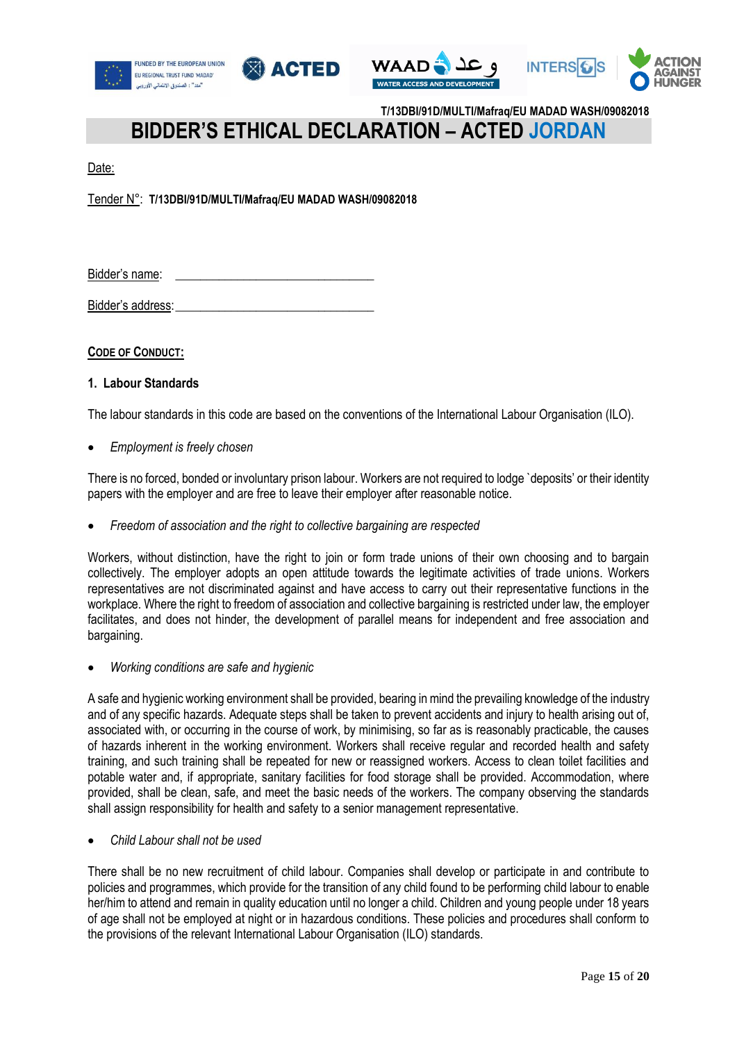T/13DBI/91D/MULTI/Mafraq/EU MADAD WASH/09082018

# BIDDER'S ETHICAL DECLARATION – ACTED JORDAN

Date:

Tender N°: **T/13DBI/91D/MULTI/Mafraq/EU MADAD WASH/09082018**

Bidder's name: ________________________________

Bidder's address: ________________________________

**CODE OF CONDUCT:**

**1. Labour Standards**

The labour standards in this code are based on the conventions of the International Labour Organisation (ILO).

- *Employment is freely chosen*

There is no forced, bonded or involuntary prison labour. Workers are not required to lodge `deposits' or their identity papers with the employer and are free to leave their employer after reasonable notice.

- *Freedom of association and the right to collective bargaining are respected*

Workers, without distinction, have the right to join or form trade unions of their own choosing and to bargain collectively. The employer adopts an open attitude towards the legitimate activities of trade unions. Workers representatives are not discriminated against and have access to carry out their representative functions in the workplace. Where the right to freedom of association and collective bargaining is restricted under law, the employer facilitates, and does not hinder, the development of parallel means for independent and free association and bargaining.

- *Working conditions are safe and hygienic*

A safe and hygienic working environment shall be provided, bearing in mind the prevailing knowledge of the industry and of any specific hazards. Adequate steps shall be taken to prevent accidents and injury to health arising out of, associated with, or occurring in the course of work, by minimising, so far as is reasonably practicable, the causes of hazards inherent in the working environment. Workers shall receive regular and recorded health and safety training, and such training shall be repeated for new or reassigned workers. Access to clean toilet facilities and potable water and, if appropriate, sanitary facilities for food storage shall be provided. Accommodation, where provided, shall be clean, safe, and meet the basic needs of the workers. The company observing the standards shall assign responsibility for health and safety to a senior management representative.

- *Child Labour shall not be used*

There shall be no new recruitment of child labour. Companies shall develop or participate in and contribute to policies and programmes, which provide for the transition of any child found to be performing child labour to enable her/him to attend and remain in quality education until no longer a child. Children and young people under 18 years of age shall not be employed at night or in hazardous conditions. These policies and procedures shall conform to the provisions of the relevant International Labour Organisation (ILO) standards.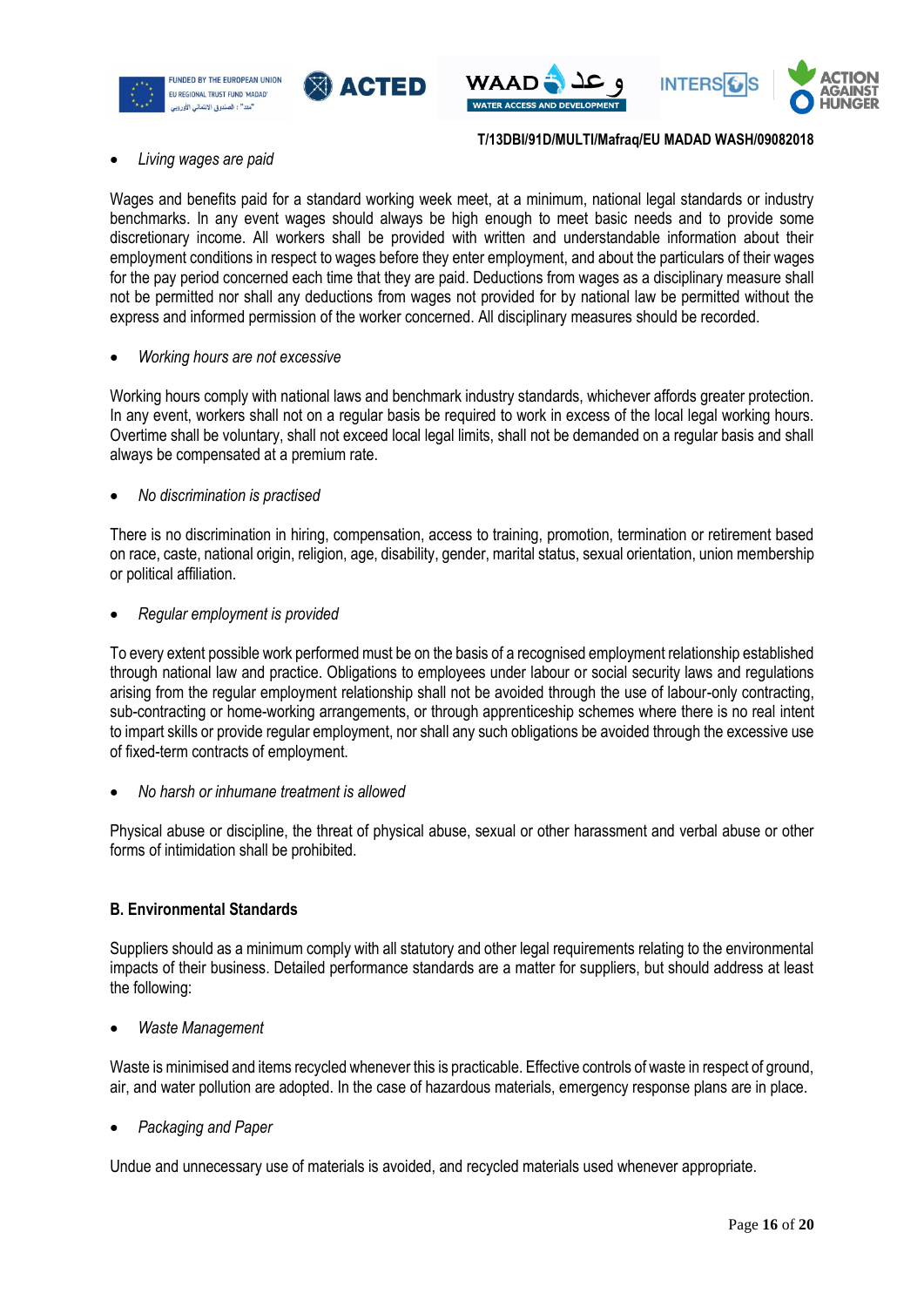- *Living wages are paid*

Wages and benefits paid for a standard working week meet, at a minimum, national legal standards or industry benchmarks. In any event wages should always be high enough to meet basic needs and to provide some discretionary income. All workers shall be provided with written and understandable information about their employment conditions in respect to wages before they enter employment, and about the particulars of their wages for the pay period concerned each time that they are paid. Deductions from wages as a disciplinary measure shall not be permitted nor shall any deductions from wages not provided for by national law be permitted without the express and informed permission of the worker concerned. All disciplinary measures should be recorded.

- *Working hours are not excessive*

Working hours comply with national laws and benchmark industry standards, whichever affords greater protection. In any event, workers shall not on a regular basis be required to work in excess of the local legal working hours. Overtime shall be voluntary, shall not exceed local legal limits, shall not be demanded on a regular basis and shall always be compensated at a premium rate.

- *No discrimination is practised*

There is no discrimination in hiring, compensation, access to training, promotion, termination or retirement based on race, caste, national origin, religion, age, disability, gender, marital status, sexual orientation, union membership or political affiliation.

- *Regular employment is provided*

To every extent possible work performed must be on the basis of a recognised employment relationship established through national law and practice. Obligations to employees under labour or social security laws and regulations arising from the regular employment relationship shall not be avoided through the use of labour-only contracting, sub-contracting or home-working arrangements, or through apprenticeship schemes where there is no real intent to impart skills or provide regular employment, nor shall any such obligations be avoided through the excessive use of fixed-term contracts of employment.

- *No harsh or inhumane treatment is allowed*

Physical abuse or discipline, the threat of physical abuse, sexual or other harassment and verbal abuse or other forms of intimidation shall be prohibited.

**B. Environmental Standards**

Suppliers should as a minimum comply with all statutory and other legal requirements relating to the environmental impacts of their business. Detailed performance standards are a matter for suppliers, but should address at least the following:

- *Waste Management*

Waste is minimised and items recycled whenever this is practicable. Effective controls of waste in respect of ground, air, and water pollution are adopted. In the case of hazardous materials, emergency response plans are in place.

- *Packaging and Paper*

Undue and unnecessary use of materials is avoided, and recycled materials used whenever appropriate.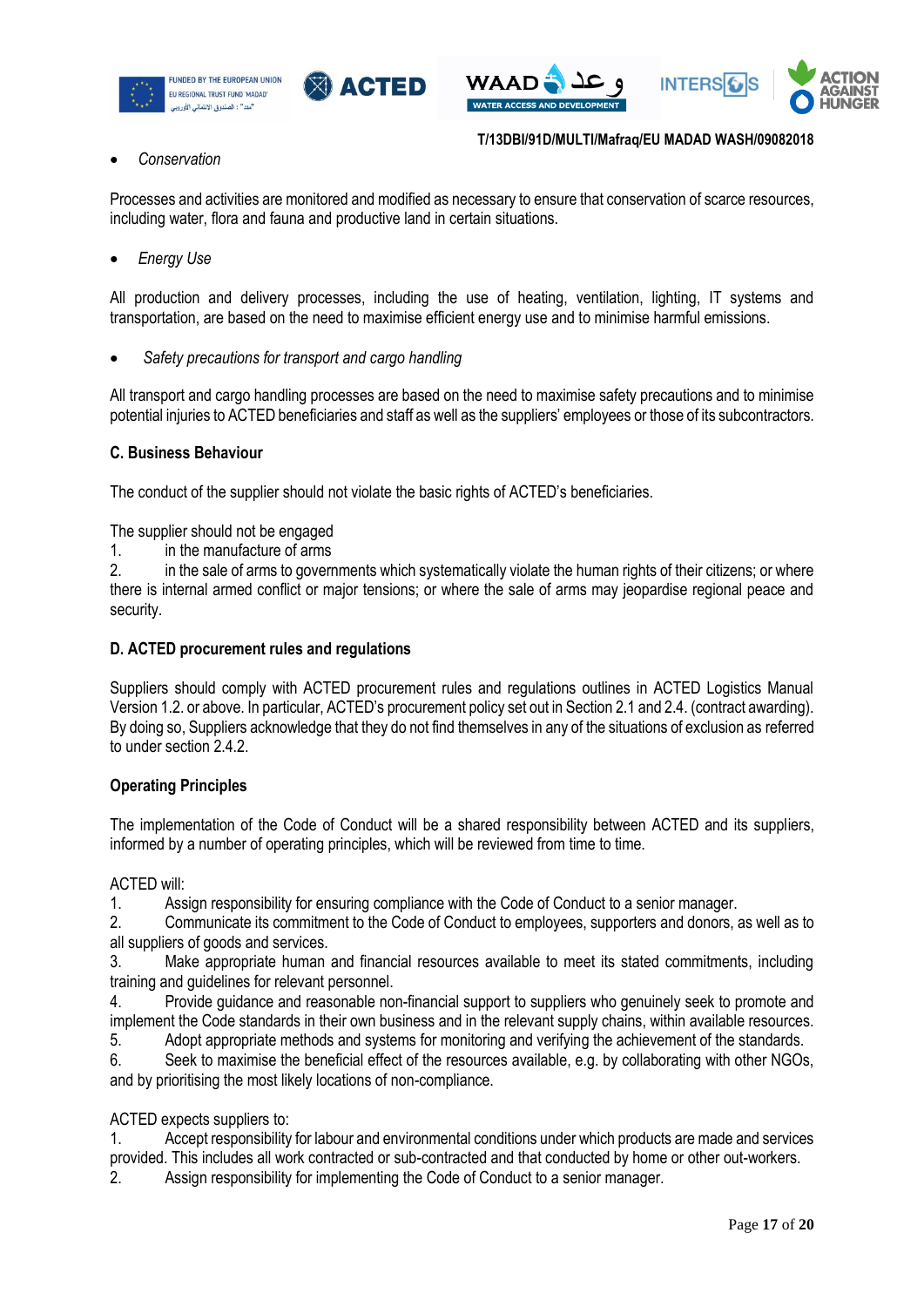- *Conservation*

Processes and activities are monitored and modified as necessary to ensure that conservation of scarce resources, including water, flora and fauna and productive land in certain situations.

- *Energy Use*

All production and delivery processes, including the use of heating, ventilation, lighting, IT systems and transportation, are based on the need to maximise efficient energy use and to minimise harmful emissions.

- *Safety precautions for transport and cargo handling*

All transport and cargo handling processes are based on the need to maximise safety precautions and to minimise potential injuries to ACTED beneficiaries and staff as well as the suppliers' employees or those of its subcontractors.

**C. Business Behaviour**

The conduct of the supplier should not violate the basic rights of ACTED's beneficiaries.

The supplier should not be engaged
1. in the manufacture of arms
2. in the sale of arms to governments which systematically violate the human rights of their citizens; or where there is internal armed conflict or major tensions; or where the sale of arms may jeopardise regional peace and security.

**D. ACTED procurement rules and regulations**

Suppliers should comply with ACTED procurement rules and regulations outlines in ACTED Logistics Manual Version 1.2. or above. In particular, ACTED's procurement policy set out in Section 2.1 and 2.4. (contract awarding). By doing so, Suppliers acknowledge that they do not find themselves in any of the situations of exclusion as referred to under section 2.4.2.

**Operating Principles**

The implementation of the Code of Conduct will be a shared responsibility between ACTED and its suppliers, informed by a number of operating principles, which will be reviewed from time to time.

ACTED will:
1. Assign responsibility for ensuring compliance with the Code of Conduct to a senior manager.
2. Communicate its commitment to the Code of Conduct to employees, supporters and donors, as well as to all suppliers of goods and services.
3. Make appropriate human and financial resources available to meet its stated commitments, including training and guidelines for relevant personnel.
4. Provide guidance and reasonable non-financial support to suppliers who genuinely seek to promote and implement the Code standards in their own business and in the relevant supply chains, within available resources.
5. Adopt appropriate methods and systems for monitoring and verifying the achievement of the standards.
6. Seek to maximise the beneficial effect of the resources available, e.g. by collaborating with other NGOs, and by prioritising the most likely locations of non-compliance.

ACTED expects suppliers to:
1. Accept responsibility for labour and environmental conditions under which products are made and services provided. This includes all work contracted or sub-contracted and that conducted by home or other out-workers.
2. Assign responsibility for implementing the Code of Conduct to a senior manager.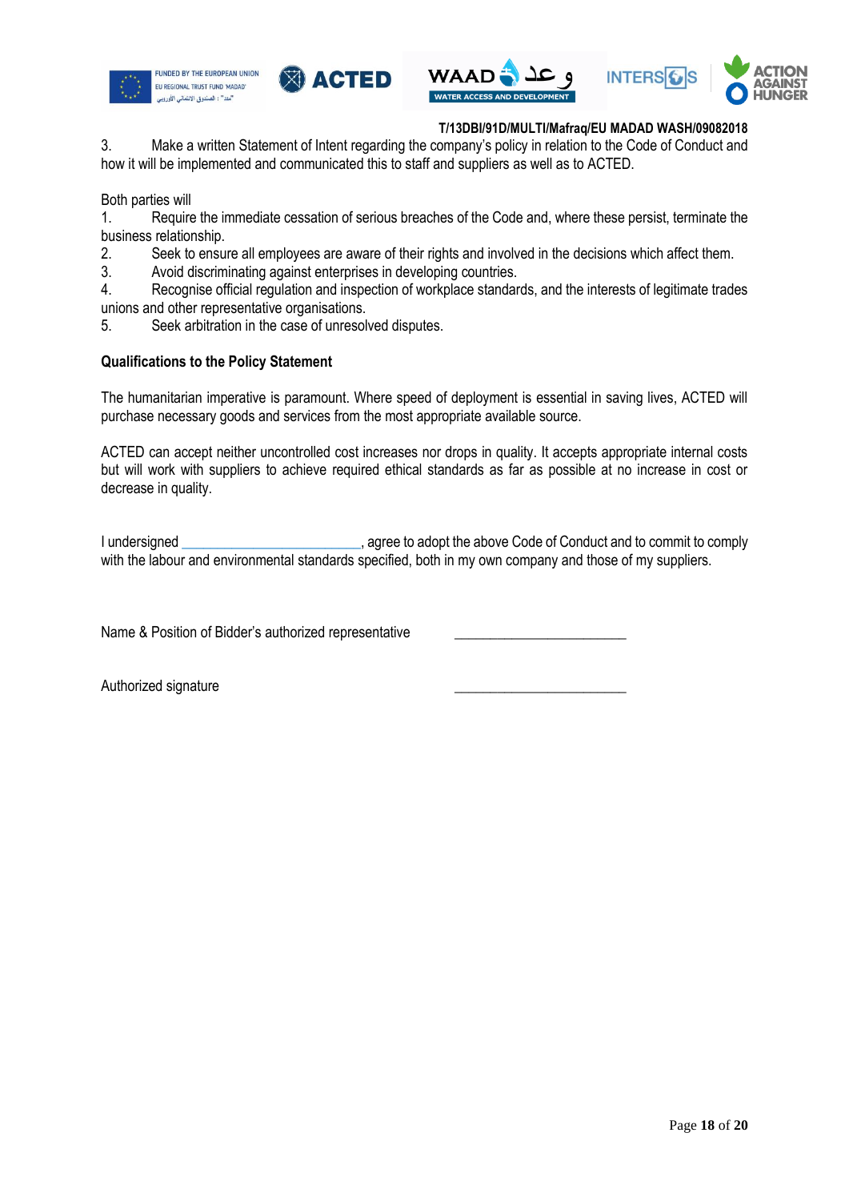T/13DBI/91D/MULTI/Mafraq/EU MADAD WASH/09082018

3. Make a written Statement of Intent regarding the company's policy in relation to the Code of Conduct and how it will be implemented and communicated this to staff and suppliers as well as to ACTED.

Both parties will

1. Require the immediate cessation of serious breaches of the Code and, where these persist, terminate the business relationship.
2. Seek to ensure all employees are aware of their rights and involved in the decisions which affect them.
3. Avoid discriminating against enterprises in developing countries.
4. Recognise official regulation and inspection of workplace standards, and the interests of legitimate trades unions and other representative organisations.
5. Seek arbitration in the case of unresolved disputes.

**Qualifications to the Policy Statement**

The humanitarian imperative is paramount. Where speed of deployment is essential in saving lives, ACTED will purchase necessary goods and services from the most appropriate available source.

ACTED can accept neither uncontrolled cost increases nor drops in quality. It accepts appropriate internal costs but will work with suppliers to achieve required ethical standards as far as possible at no increase in cost or decrease in quality.

I undersigned ________________________, agree to adopt the above Code of Conduct and to commit to comply with the labour and environmental standards specified, both in my own company and those of my suppliers.

Name & Position of Bidder's authorized representative ________________________

Authorized signature ________________________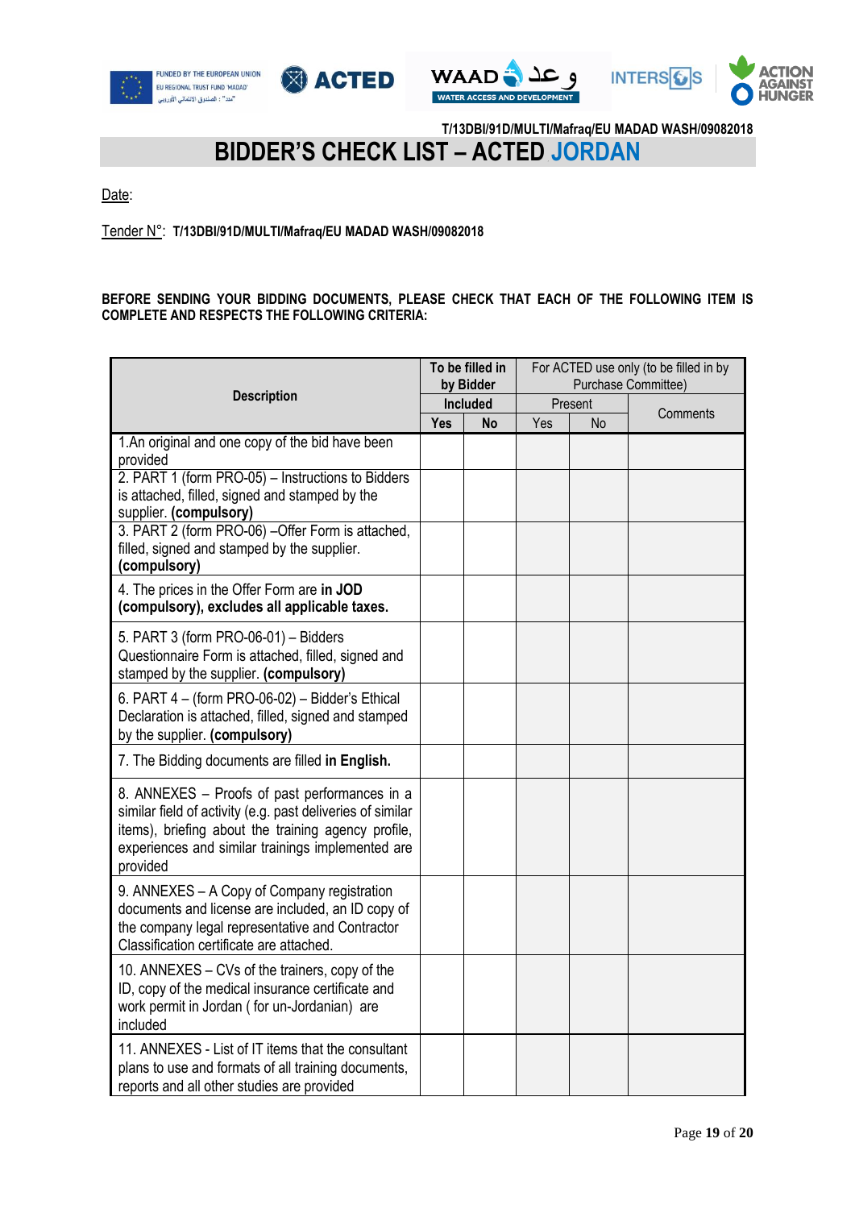T/13DBI/91D/MULTI/Mafraq/EU MADAD WASH/09082018

# BIDDER'S CHECK LIST – ACTED JORDAN

Date:

Tender N°: **T/13DBI/91D/MULTI/Mafraq/EU MADAD WASH/09082018**

**BEFORE SENDING YOUR BIDDING DOCUMENTS, PLEASE CHECK THAT EACH OF THE FOLLOWING ITEM IS COMPLETE AND RESPECTS THE FOLLOWING CRITERIA:**

| Description | To be filled in by Bidder | | For ACTED use only (to be filled in by Purchase Committee) | | |
|---|---|---|---|---|---|
| | Included | | Present | | Comments |
| | Yes | No | Yes | No | |
| 1.An original and one copy of the bid have been provided | | | | | |
| 2. PART 1 (form PRO-05) – Instructions to Bidders is attached, filled, signed and stamped by the supplier. **(compulsory)** | | | | | |
| 3. PART 2 (form PRO-06) –Offer Form is attached, filled, signed and stamped by the supplier. **(compulsory)** | | | | | |
| 4. The prices in the Offer Form are **in JOD (compulsory), excludes all applicable taxes.** | | | | | |
| 5. PART 3 (form PRO-06-01) – Bidders Questionnaire Form is attached, filled, signed and stamped by the supplier. **(compulsory)** | | | | | |
| 6. PART 4 – (form PRO-06-02) – Bidder's Ethical Declaration is attached, filled, signed and stamped by the supplier. **(compulsory)** | | | | | |
| 7. The Bidding documents are filled **in English.** | | | | | |
| 8. ANNEXES – Proofs of past performances in a similar field of activity (e.g. past deliveries of similar items), briefing about the training agency profile, experiences and similar trainings implemented are provided | | | | | |
| 9. ANNEXES – A Copy of Company registration documents and license are included, an ID copy of the company legal representative and Contractor Classification certificate are attached. | | | | | |
| 10. ANNEXES – CVs of the trainers, copy of the ID, copy of the medical insurance certificate and work permit in Jordan ( for un-Jordanian) are included | | | | | |
| 11. ANNEXES - List of IT items that the consultant plans to use and formats of all training documents, reports and all other studies are provided | | | | | |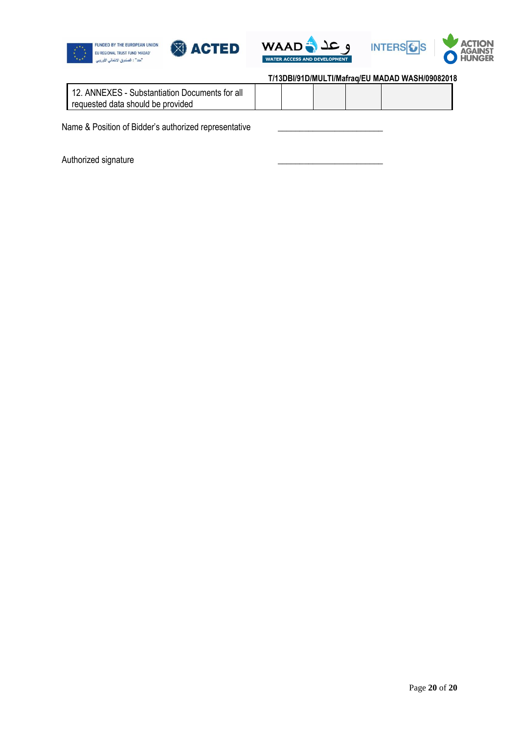T/13DBI/91D/MULTI/Mafraq/EU MADAD WASH/09082018

| | | | | |
|---|---|---|---|---|
| 12. ANNEXES - Substantiation Documents for all requested data should be provided | | | | |

Name & Position of Bidder's authorized representative ________________________

Authorized signature ________________________